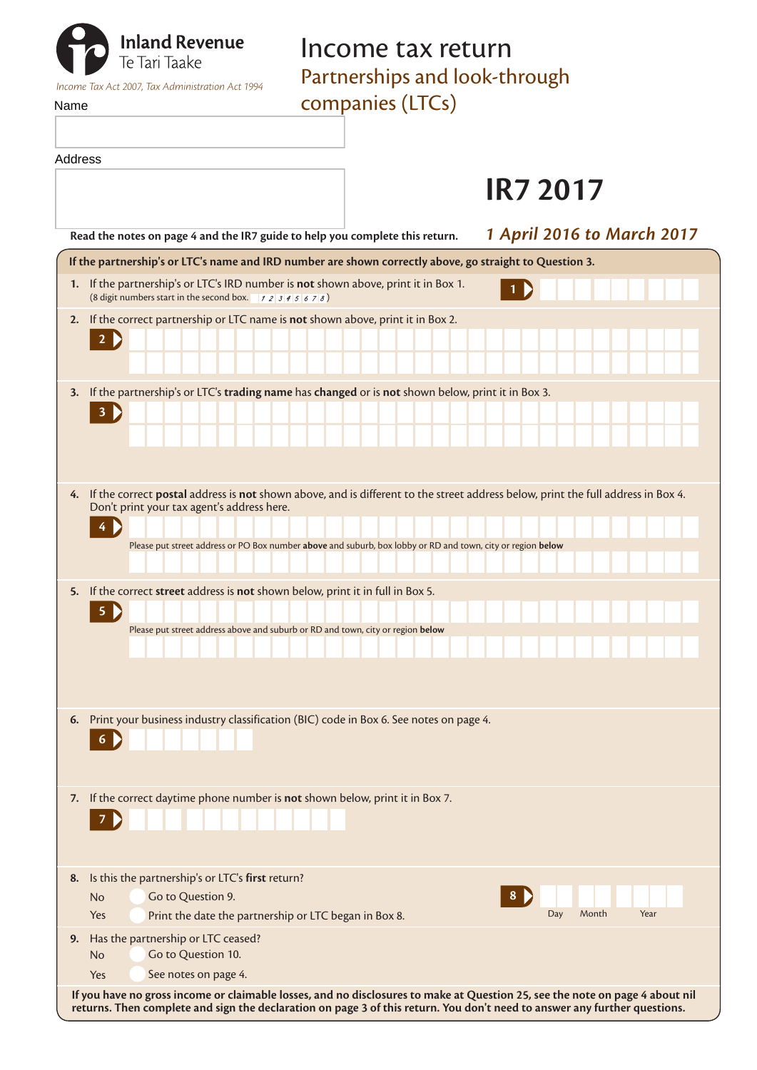Inland Revenue
Te Tari Taake

*Income Tax Act 2007, Tax Administration Act 1994*

# Income tax return

## Partnerships and look-through companies (LTCs)

Name

Address

# IR7 2017

***1 April 2016 to March 2017***

**Read the notes on page 4 and the IR7 guide to help you complete this return.**

**If the partnership's or LTC's name and IRD number are shown correctly above, go straight to Question 3.**

**1.** If the partnership's or LTC's IRD number is **not** shown above, print it in Box 1.
(8 digit numbers start in the second box. *1 2 3 4 5 6 7 8*)

**1**

**2.** If the correct partnership or LTC name is **not** shown above, print it in Box 2.

**2**

**3.** If the partnership's or LTC's **trading name** has **changed** or is **not** shown below, print it in Box 3.

**3**

**4.** If the correct **postal** address is **not** shown above, and is different to the street address below, print the full address in Box 4. Don't print your tax agent's address here.

**4**

Please put street address or PO Box number **above** and suburb, box lobby or RD and town, city or region **below**

**5.** If the correct **street** address is **not** shown below, print it in full in Box 5.

**5**

Please put street address above and suburb or RD and town, city or region **below**

**6.** Print your business industry classification (BIC) code in Box 6. See notes on page 4.

**6**

**7.** If the correct daytime phone number is **not** shown below, print it in Box 7.

**7**

**8.** Is this the partnership's or LTC's **first** return?

No ○ Go to Question 9.

Yes ○ Print the date the partnership or LTC began in Box 8.

**8** Day Month Year

**9.** Has the partnership or LTC ceased?

No ○ Go to Question 10.

Yes ○ See notes on page 4.

**If you have no gross income or claimable losses, and no disclosures to make at Question 25, see the note on page 4 about nil returns. Then complete and sign the declaration on page 3 of this return. You don't need to answer any further questions.**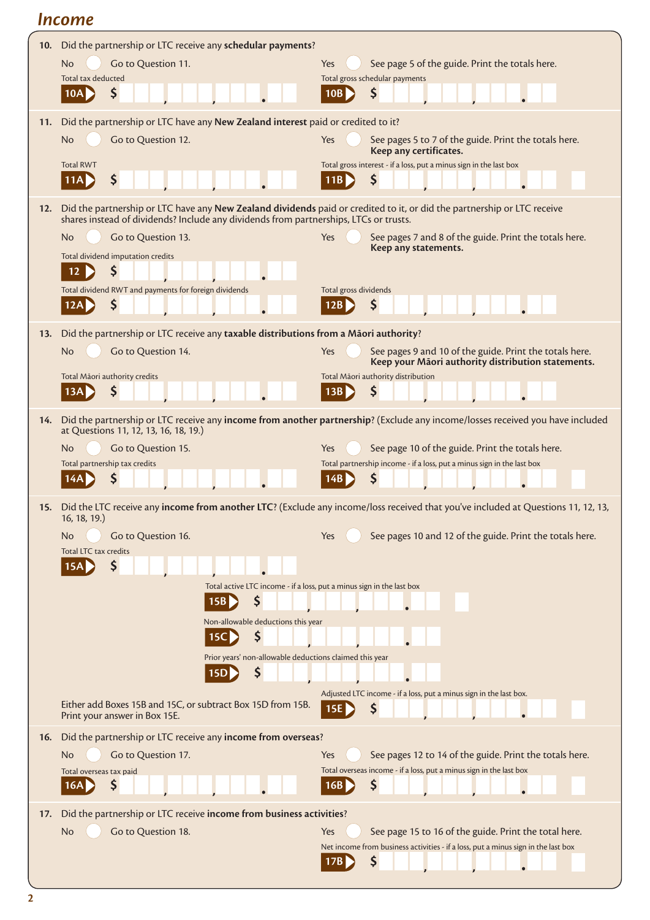## Income

**10.** Did the partnership or LTC receive any **schedular payments**?

No ◯ Go to Question 11.

Yes ◯ See page 5 of the guide. Print the totals here.

Total tax deducted **10A** $

Total gross schedular payments **10B** $

**11.** Did the partnership or LTC have any **New Zealand interest** paid or credited to it?

No ◯ Go to Question 12.

Yes ◯ See pages 5 to 7 of the guide. Print the totals here. **Keep any certificates.**

Total RWT **11A** $

Total gross interest - if a loss, put a minus sign in the last box **11B** $

**12.** Did the partnership or LTC have any **New Zealand dividends** paid or credited to it, or did the partnership or LTC receive shares instead of dividends? Include any dividends from partnerships, LTCs or trusts.

No ◯ Go to Question 13.

Yes ◯ See pages 7 and 8 of the guide. Print the totals here. **Keep any statements.**

Total dividend imputation credits **12** $

Total dividend RWT and payments for foreign dividends **12A** $

Total gross dividends **12B** $

**13.** Did the partnership or LTC receive any **taxable distributions from a Māori authority**?

No ◯ Go to Question 14.

Yes ◯ See pages 9 and 10 of the guide. Print the totals here. **Keep your Māori authority distribution statements.**

Total Māori authority credits **13A** $

Total Māori authority distribution **13B** $

**14.** Did the partnership or LTC receive any **income from another partnership**? (Exclude any income/losses received you have included at Questions 11, 12, 13, 16, 18, 19.)

No ◯ Go to Question 15.

Yes ◯ See page 10 of the guide. Print the totals here.

Total partnership tax credits **14A** $

Total partnership income - if a loss, put a minus sign in the last box **14B** $

**15.** Did the LTC receive any **income from another LTC**? (Exclude any income/loss received that you've included at Questions 11, 12, 13, 16, 18, 19.)

No ◯ Go to Question 16.

Yes ◯ See pages 10 and 12 of the guide. Print the totals here.

Total LTC tax credits **15A** $

Total active LTC income - if a loss, put a minus sign in the last box **15B** $

Non-allowable deductions this year **15C** $

Prior years' non-allowable deductions claimed this year **15D** $

Either add Boxes 15B and 15C, or subtract Box 15D from 15B. Print your answer in Box 15E.

Adjusted LTC income - if a loss, put a minus sign in the last box. **15E** $

**16.** Did the partnership or LTC receive any **income from overseas**?

No ◯ Go to Question 17.

Yes ◯ See pages 12 to 14 of the guide. Print the totals here.

Total overseas tax paid **16A** $

Total overseas income - if a loss, put a minus sign in the last box **16B** $

**17.** Did the partnership or LTC receive **income from business activities**?

No ◯ Go to Question 18.

Yes ◯ See page 15 to 16 of the guide. Print the total here.

Net income from business activities - if a loss, put a minus sign in the last box **17B** $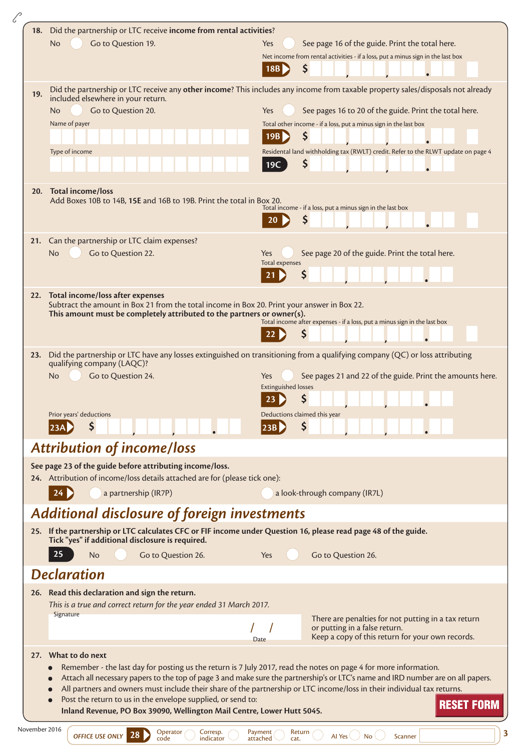**18.** Did the partnership or LTC receive **income from rental activities**?

No ◯ Go to Question 19.

Yes ◯ See page 16 of the guide. Print the total here.

Net income from rental activities - if a loss, put a minus sign in the last box

**18B** $ , , .

**19.** Did the partnership or LTC receive any **other income**? This includes any income from taxable property sales/disposals not already included elsewhere in your return.

No ◯ Go to Question 20.

Yes ◯ See pages 16 to 20 of the guide. Print the total here.

Name of payer

Total other income - if a loss, put a minus sign in the last box

**19B** $ , , .

Type of income

Residential land withholding tax (RWLT) credit. Refer to the RLWT update on page 4

**19C** $ , , .

**20. Total income/loss**

Add Boxes 10B to 14B, **15E** and 16B to 19B. Print the total in Box 20.

Total income - if a loss, put a minus sign in the last box

**20** $ , , .

**21.** Can the partnership or LTC claim expenses?

No ◯ Go to Question 22.

Yes ◯ See page 20 of the guide. Print the total here.

Total expenses

**21** $ , , .

**22. Total income/loss after expenses**

Subtract the amount in Box 21 from the total income in Box 20. Print your answer in Box 22.

**This amount must be completely attributed to the partners or owner(s).**

Total income after expenses - if a loss, put a minus sign in the last box

**22** $ , , .

**23.** Did the partnership or LTC have any losses extinguished on transitioning from a qualifying company (QC) or loss attributing qualifying company (LAQC)?

No ◯ Go to Question 24.

Yes ◯ See pages 21 and 22 of the guide. Print the amounts here.

Extinguished losses

**23** $ , , .

Prior years' deductions

**23A** $ , , .

Deductions claimed this year

**23B** $ , , .

## Attribution of income/loss

**See page 23 of the guide before attributing income/loss.**

**24.** Attribution of income/loss details attached are for (please tick one):

**24** ◯ a partnership (IR7P) ◯ a look-through company (IR7L)

## Additional disclosure of foreign investments

**25. If the partnership or LTC calculates CFC or FIF income under Question 16, please read page 48 of the guide. Tick "yes" if additional disclosure is required.**

**25** No ◯ Go to Question 26. Yes ◯ Go to Question 26.

## Declaration

**26. Read this declaration and sign the return.**

*This is a true and correct return for the year ended 31 March 2017.*

Signature

/ /

Date

There are penalties for not putting in a tax return or putting in a false return.
Keep a copy of this return for your own records.

**27. What to do next**

- Remember - the last day for posting us the return is 7 July 2017, read the notes on page 4 for more information.
- Attach all necessary papers to the top of page 3 and make sure the partnership's or LTC's name and IRD number are on all papers.
- All partners and owners must include their share of the partnership or LTC income/loss in their individual tax returns.
- Post the return to us in the envelope supplied, or send to:
  **Inland Revenue, PO Box 39090, Wellington Mail Centre, Lower Hutt 5045.**

**RESET FORM**

November 2016

OFFICE USE ONLY **28** Operator code ◯ Corresp. indicator ◯ Payment attached ◯ Return cat. ◯ AI Yes ◯ No ◯ Scanner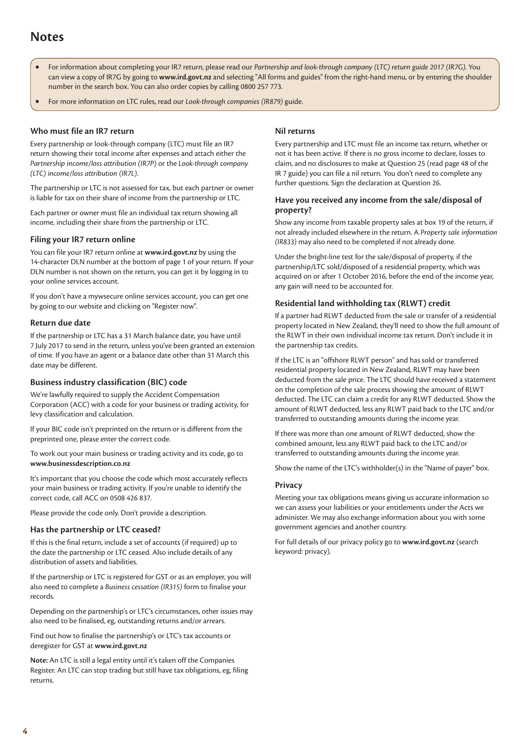# Notes

- For information about completing your IR7 return, please read our *Partnership and look-through company (LTC) return guide 2017 (IR7G)*. You can view a copy of IR7G by going to **www.ird.govt.nz** and selecting "All forms and guides" from the right-hand menu, or by entering the shoulder number in the search box. You can also order copies by calling 0800 257 773.
- For more information on LTC rules, read our *Look-through companies (IR879)* guide.

### Who must file an IR7 return

Every partnership or look-through company (LTC) must file an IR7 return showing their total income after expenses and attach either the *Partnership income/loss attribution (IR7P)* or the *Look-through company (LTC) income/loss attribution (IR7L)*.

The partnership or LTC is not assessed for tax, but each partner or owner is liable for tax on their share of income from the partnership or LTC.

Each partner or owner must file an individual tax return showing all income, including their share from the partnership or LTC.

### Filing your IR7 return online

You can file your IR7 return online at **www.ird.govt.nz** by using the 14-character DLN number at the bottom of page 1 of your return. If your DLN number is not shown on the return, you can get it by logging in to your online services account.

If you don't have a mywsecure online services account, you can get one by going to our website and clicking on "Register now".

### Return due date

If the partnership or LTC has a 31 March balance date, you have until 7 July 2017 to send in the return, unless you've been granted an extension of time. If you have an agent or a balance date other than 31 March this date may be different.

### Business industry classification (BIC) code

We're lawfully required to supply the Accident Compensation Corporation (ACC) with a code for your business or trading activity, for levy classification and calculation.

If your BIC code isn't preprinted on the return or is different from the preprinted one, please enter the correct code.

To work out your main business or trading activity and its code, go to **www.businessdescription.co.nz**

It's important that you choose the code which most accurately reflects your main business or trading activity. If you're unable to identify the correct code, call ACC on 0508 426 837.

Please provide the code only. Don't provide a description.

### Has the partnership or LTC ceased?

If this is the final return, include a set of accounts (if required) up to the date the partnership or LTC ceased. Also include details of any distribution of assets and liabilities.

If the partnership or LTC is registered for GST or as an employer, you will also need to complete a *Business cessation (IR315)* form to finalise your records.

Depending on the partnership's or LTC's circumstances, other issues may also need to be finalised, eg, outstanding returns and/or arrears.

Find out how to finalise the partnership's or LTC's tax accounts or deregister for GST at **www.ird.govt.nz**

**Note:** An LTC is still a legal entity until it's taken off the Companies Register. An LTC can stop trading but still have tax obligations, eg, filing returns.

### Nil returns

Every partnership and LTC must file an income tax return, whether or not it has been active. If there is no gross income to declare, losses to claim, and no disclosures to make at Question 25 (read page 48 of the IR 7 guide) you can file a nil return. You don't need to complete any further questions. Sign the declaration at Question 26.

### Have you received any income from the sale/disposal of property?

Show any income from taxable property sales at box 19 of the return, if not already included elsewhere in the return. A *Property sale information (IR833)* may also need to be completed if not already done.

Under the bright-line test for the sale/disposal of property, if the partnership/LTC sold/disposed of a residential property, which was acquired on or after 1 October 2016, before the end of the income year, any gain will need to be accounted for.

### Residential land withholding tax (RLWT) credit

If a partner had RLWT deducted from the sale or transfer of a residential property located in New Zealand, they'll need to show the full amount of the RLWT in their own individual income tax return. Don't include it in the partnership tax credits.

If the LTC is an "offshore RLWT person" and has sold or transferred residential property located in New Zealand, RLWT may have been deducted from the sale price. The LTC should have received a statement on the completion of the sale process showing the amount of RLWT deducted. The LTC can claim a credit for any RLWT deducted. Show the amount of RLWT deducted, less any RLWT paid back to the LTC and/or transferred to outstanding amounts during the income year.

If there was more than one amount of RLWT deducted, show the combined amount, less any RLWT paid back to the LTC and/or transferred to outstanding amounts during the income year.

Show the name of the LTC's withholder(s) in the "Name of payer" box.

### Privacy

Meeting your tax obligations means giving us accurate information so we can assess your liabilities or your entitlements under the Acts we administer. We may also exchange information about you with some government agencies and another country.

For full details of our privacy policy go to **www.ird.govt.nz** (search keyword: privacy).